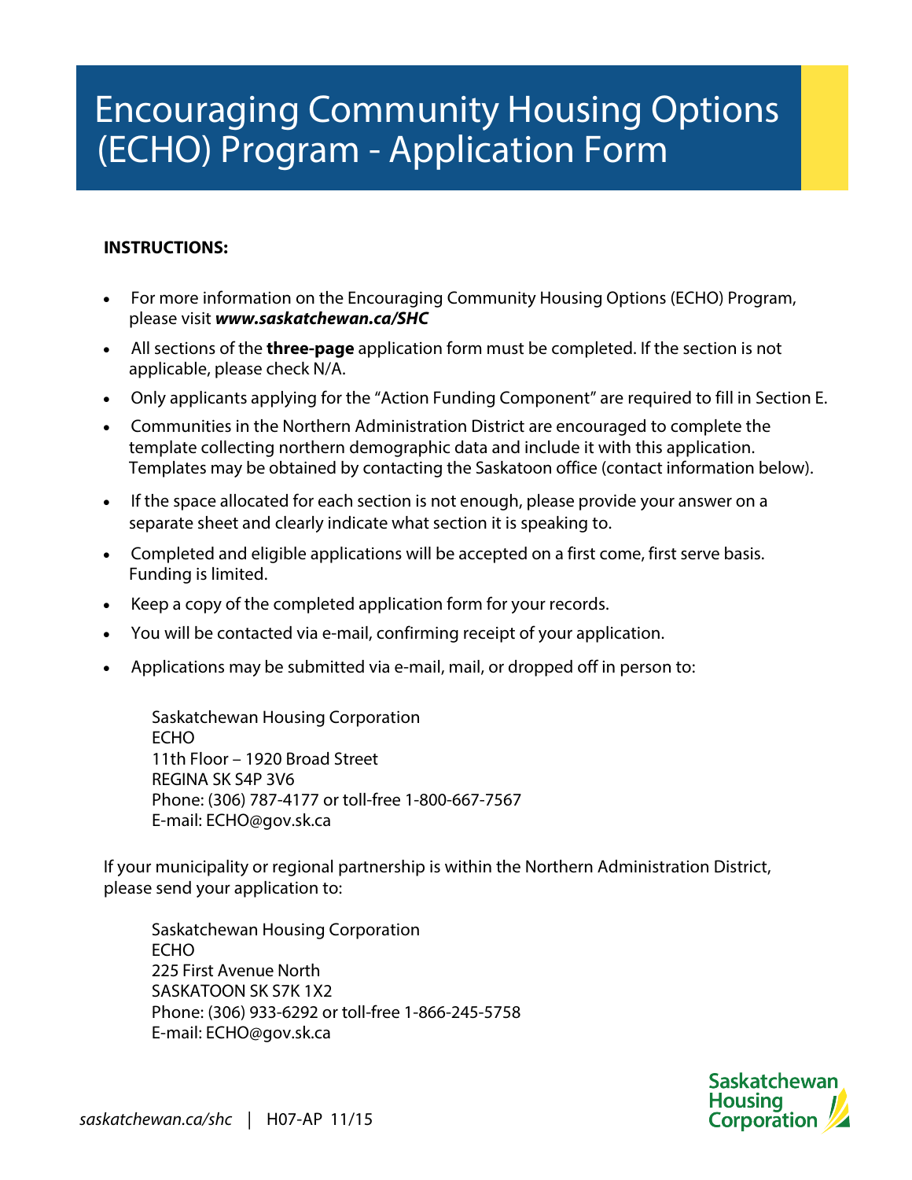# Encouraging Community Housing Options (ECHO) Program - Application Form

**INSTRUCTIONS:**

- For more information on the Encouraging Community Housing Options (ECHO) Program, please visit ***www.saskatchewan.ca/SHC***
- All sections of the **three-page** application form must be completed. If the section is not applicable, please check N/A.
- Only applicants applying for the "Action Funding Component" are required to fill in Section E.
- Communities in the Northern Administration District are encouraged to complete the template collecting northern demographic data and include it with this application. Templates may be obtained by contacting the Saskatoon office (contact information below).
- If the space allocated for each section is not enough, please provide your answer on a separate sheet and clearly indicate what section it is speaking to.
- Completed and eligible applications will be accepted on a first come, first serve basis. Funding is limited.
- Keep a copy of the completed application form for your records.
- You will be contacted via e-mail, confirming receipt of your application.
- Applications may be submitted via e-mail, mail, or dropped off in person to:

  Saskatchewan Housing Corporation
  ECHO
  11th Floor – 1920 Broad Street
  REGINA SK S4P 3V6
  Phone: (306) 787-4177 or toll-free 1-800-667-7567
  E-mail: ECHO@gov.sk.ca

If your municipality or regional partnership is within the Northern Administration District, please send your application to:

  Saskatchewan Housing Corporation
  ECHO
  225 First Avenue North
  SASKATOON SK S7K 1X2
  Phone: (306) 933-6292 or toll-free 1-866-245-5758
  E-mail: ECHO@gov.sk.ca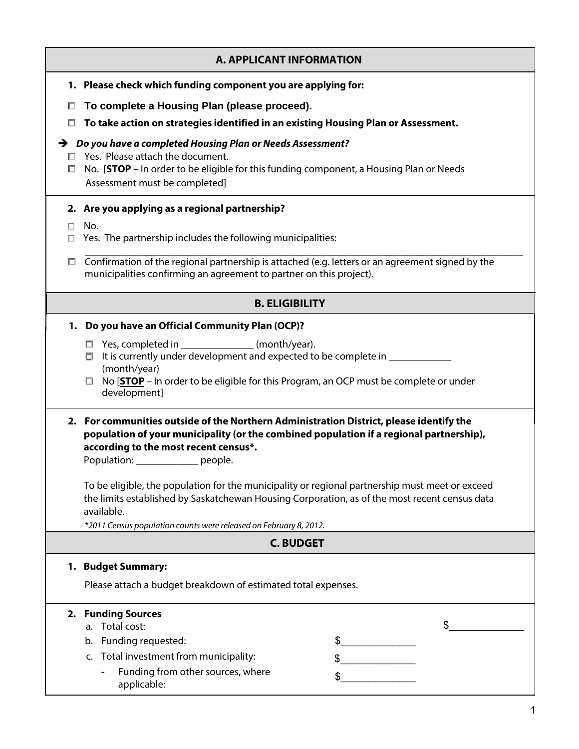## A. APPLICANT INFORMATION

1. **Please check which funding component you are applying for:**

- ☐ **To complete a Housing Plan (please proceed).**
- ☐ **To take action on strategies identified in an existing Housing Plan or Assessment.**

➔ ***Do you have a completed Housing Plan or Needs Assessment?***

- ☐ Yes. Please attach the document.
- ☐ No. [**STOP** – In order to be eligible for this funding component, a Housing Plan or Needs Assessment must be completed]

2. **Are you applying as a regional partnership?**

- ☐ No.
- ☐ Yes. The partnership includes the following municipalities:

  ______________________________________________________________________________

- ☐ Confirmation of the regional partnership is attached (e.g. letters or an agreement signed by the municipalities confirming an agreement to partner on this project).

## B. ELIGIBILITY

1. **Do you have an Official Community Plan (OCP)?**

   - ☐ Yes, completed in ______________ (month/year).
   - ☐ It is currently under development and expected to be complete in ____________ (month/year)
   - ☐ No [**STOP** – In order to be eligible for this Program, an OCP must be complete or under development]

2. **For communities outside of the Northern Administration District, please identify the population of your municipality (or the combined population if a regional partnership), according to the most recent census*.**

   Population: ____________ people.

   To be eligible, the population for the municipality or regional partnership must meet or exceed the limits established by Saskatchewan Housing Corporation, as of the most recent census data available.

   **2011 Census population counts were released on February 8, 2012.*

## C. BUDGET

1. **Budget Summary:**

   Please attach a budget breakdown of estimated total expenses.

2. **Funding Sources**

   a. Total cost: $______________

   b. Funding requested: $______________

   c. Total investment from municipality: $______________

      - Funding from other sources, where applicable: $______________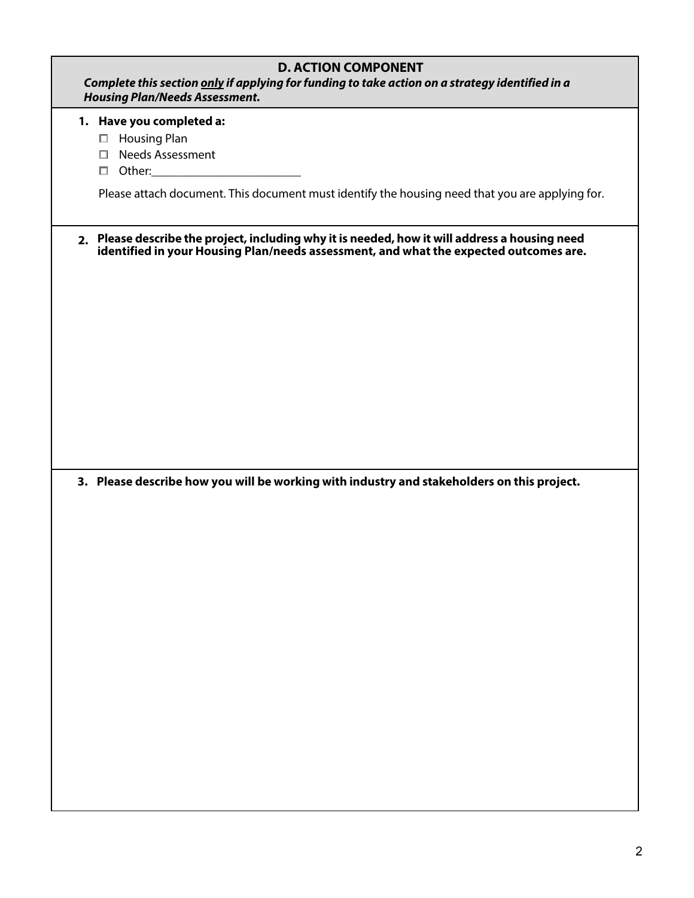## D. ACTION COMPONENT

***Complete this section only if applying for funding to take action on a strategy identified in a Housing Plan/Needs Assessment.***

1. **Have you completed a:**
   - ☐ Housing Plan
   - ☐ Needs Assessment
   - ☐ Other:_______________________

   Please attach document. This document must identify the housing need that you are applying for.

2. **Please describe the project, including why it is needed, how it will address a housing need identified in your Housing Plan/needs assessment, and what the expected outcomes are.**

3. **Please describe how you will be working with industry and stakeholders on this project.**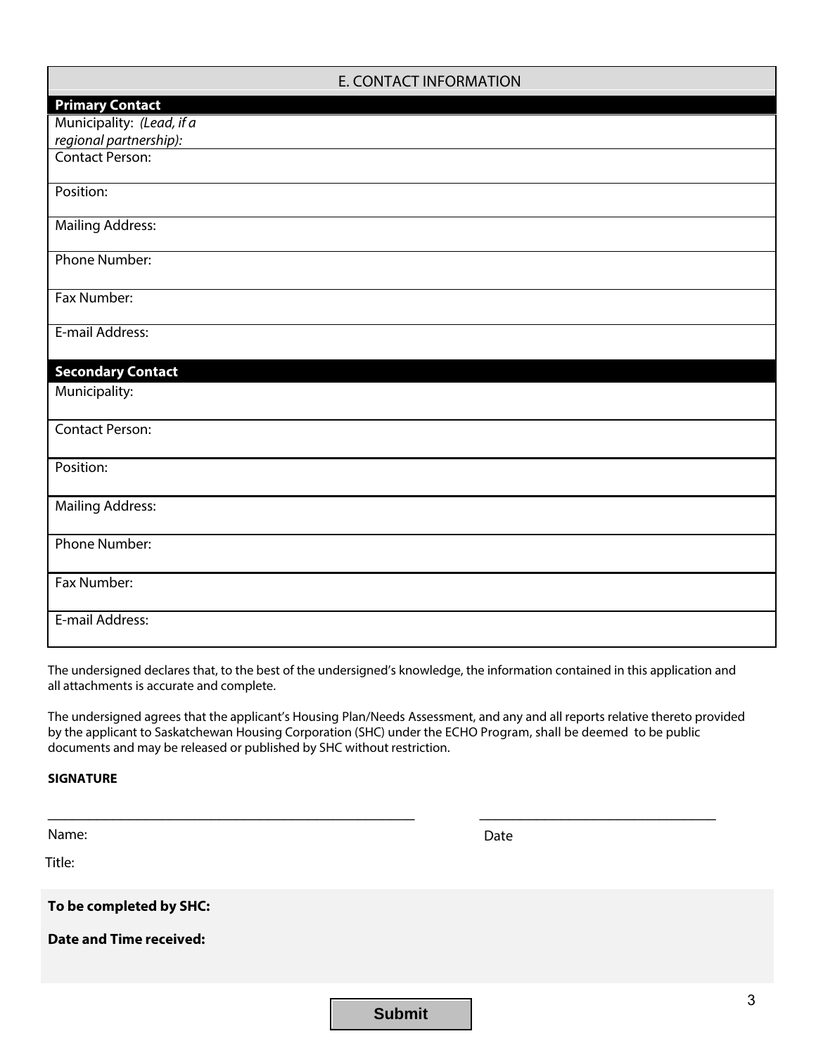| E. CONTACT INFORMATION | |
|---|---|
| **Primary Contact** | |
| Municipality: *(Lead, if a regional partnership):* | |
| Contact Person: | |
| Position: | |
| Mailing Address: | |
| Phone Number: | |
| Fax Number: | |
| E-mail Address: | |
| **Secondary Contact** | |
| Municipality: | |
| Contact Person: | |
| Position: | |
| Mailing Address: | |
| Phone Number: | |
| Fax Number: | |
| E-mail Address: | |

The undersigned declares that, to the best of the undersigned's knowledge, the information contained in this application and all attachments is accurate and complete.

The undersigned agrees that the applicant's Housing Plan/Needs Assessment, and any and all reports relative thereto provided by the applicant to Saskatchewan Housing Corporation (SHC) under the ECHO Program, shall be deemed to be public documents and may be released or published by SHC without restriction.

**SIGNATURE**

\_\_\_\_\_\_\_\_\_\_\_\_\_\_\_\_\_\_\_\_\_\_\_\_\_\_\_\_\_\_\_\_\_\_\_\_\_\_\_\_\_\_\_\_ \_\_\_\_\_\_\_\_\_\_\_\_\_\_\_\_\_\_\_\_\_\_\_\_\_\_\_\_\_\_

Name: Date

Title:

**To be completed by SHC:**

**Date and Time received:**

Submit